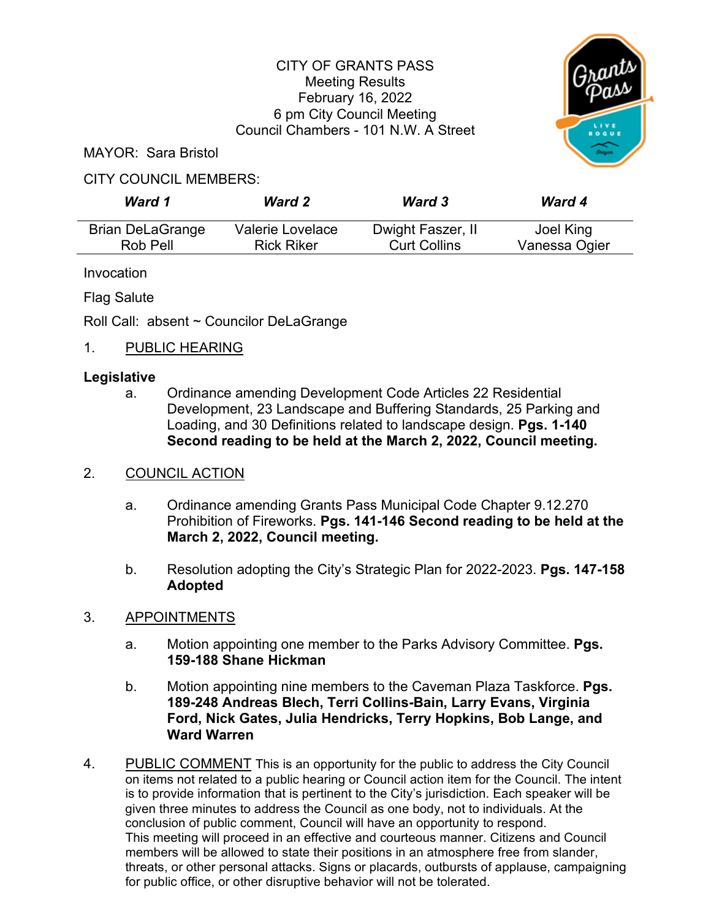CITY OF GRANTS PASS
Meeting Results
February 16, 2022
6 pm City Council Meeting
Council Chambers - 101 N.W. A Street

MAYOR: Sara Bristol

CITY COUNCIL MEMBERS:

| *Ward 1* | *Ward 2* | *Ward 3* | *Ward 4* |
|---|---|---|---|
| Brian DeLaGrange | Valerie Lovelace | Dwight Faszer, II | Joel King |
| Rob Pell | Rick Riker | Curt Collins | Vanessa Ogier |

Invocation

Flag Salute

Roll Call: absent ~ Councilor DeLaGrange

1. PUBLIC HEARING

**Legislative**

a. Ordinance amending Development Code Articles 22 Residential Development, 23 Landscape and Buffering Standards, 25 Parking and Loading, and 30 Definitions related to landscape design. **Pgs. 1-140 Second reading to be held at the March 2, 2022, Council meeting.**

2. COUNCIL ACTION

a. Ordinance amending Grants Pass Municipal Code Chapter 9.12.270 Prohibition of Fireworks. **Pgs. 141-146 Second reading to be held at the March 2, 2022, Council meeting.**

b. Resolution adopting the City's Strategic Plan for 2022-2023. **Pgs. 147-158 Adopted**

3. APPOINTMENTS

a. Motion appointing one member to the Parks Advisory Committee. **Pgs. 159-188 Shane Hickman**

b. Motion appointing nine members to the Caveman Plaza Taskforce. **Pgs. 189-248 Andreas Blech, Terri Collins-Bain, Larry Evans, Virginia Ford, Nick Gates, Julia Hendricks, Terry Hopkins, Bob Lange, and Ward Warren**

4. PUBLIC COMMENT This is an opportunity for the public to address the City Council on items not related to a public hearing or Council action item for the Council. The intent is to provide information that is pertinent to the City's jurisdiction. Each speaker will be given three minutes to address the Council as one body, not to individuals. At the conclusion of public comment, Council will have an opportunity to respond.
This meeting will proceed in an effective and courteous manner. Citizens and Council members will be allowed to state their positions in an atmosphere free from slander, threats, or other personal attacks. Signs or placards, outbursts of applause, campaigning for public office, or other disruptive behavior will not be tolerated.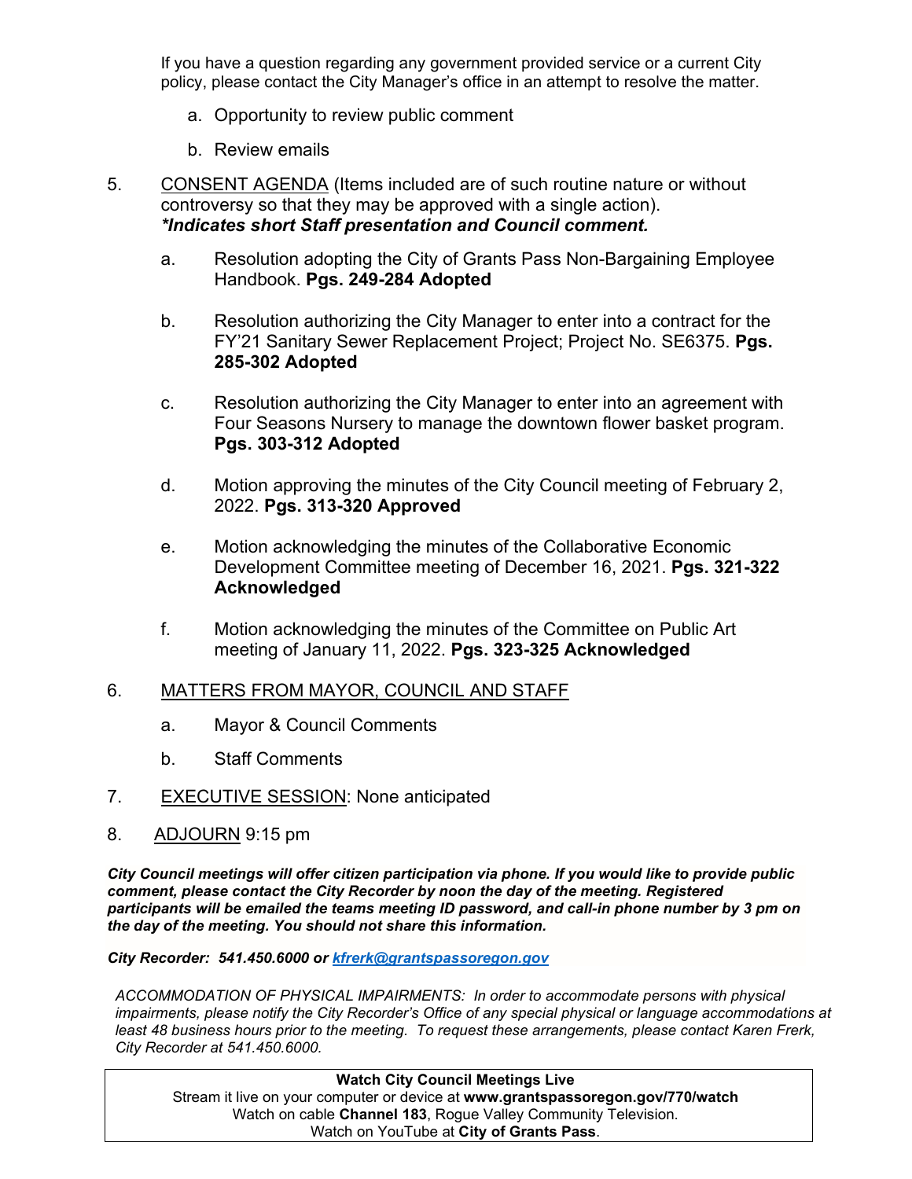If you have a question regarding any government provided service or a current City policy, please contact the City Manager's office in an attempt to resolve the matter.

a. Opportunity to review public comment

b. Review emails

5. <u>CONSENT AGENDA</u> (Items included are of such routine nature or without controversy so that they may be approved with a single action). ***\*Indicates short Staff presentation and Council comment.***

   a. Resolution adopting the City of Grants Pass Non-Bargaining Employee Handbook. **Pgs. 249-284 Adopted**

   b. Resolution authorizing the City Manager to enter into a contract for the FY'21 Sanitary Sewer Replacement Project; Project No. SE6375. **Pgs. 285-302 Adopted**

   c. Resolution authorizing the City Manager to enter into an agreement with Four Seasons Nursery to manage the downtown flower basket program. **Pgs. 303-312 Adopted**

   d. Motion approving the minutes of the City Council meeting of February 2, 2022. **Pgs. 313-320 Approved**

   e. Motion acknowledging the minutes of the Collaborative Economic Development Committee meeting of December 16, 2021. **Pgs. 321-322 Acknowledged**

   f. Motion acknowledging the minutes of the Committee on Public Art meeting of January 11, 2022. **Pgs. 323-325 Acknowledged**

6. <u>MATTERS FROM MAYOR, COUNCIL AND STAFF</u>

   a. Mayor & Council Comments

   b. Staff Comments

7. <u>EXECUTIVE SESSION</u>: None anticipated

8. <u>ADJOURN</u> 9:15 pm

***City Council meetings will offer citizen participation via phone. If you would like to provide public comment, please contact the City Recorder by noon the day of the meeting. Registered participants will be emailed the teams meeting ID password, and call-in phone number by 3 pm on the day of the meeting. You should not share this information.***

***City Recorder: 541.450.6000 or [kfrerk@grantspassoregon.gov](mailto:kfrerk@grantspassoregon.gov)***

*ACCOMMODATION OF PHYSICAL IMPAIRMENTS: In order to accommodate persons with physical impairments, please notify the City Recorder's Office of any special physical or language accommodations at least 48 business hours prior to the meeting. To request these arrangements, please contact Karen Frerk, City Recorder at 541.450.6000.*

**Watch City Council Meetings Live**
Stream it live on your computer or device at **www.grantspassoregon.gov/770/watch**
Watch on cable **Channel 183**, Rogue Valley Community Television.
Watch on YouTube at **City of Grants Pass**.